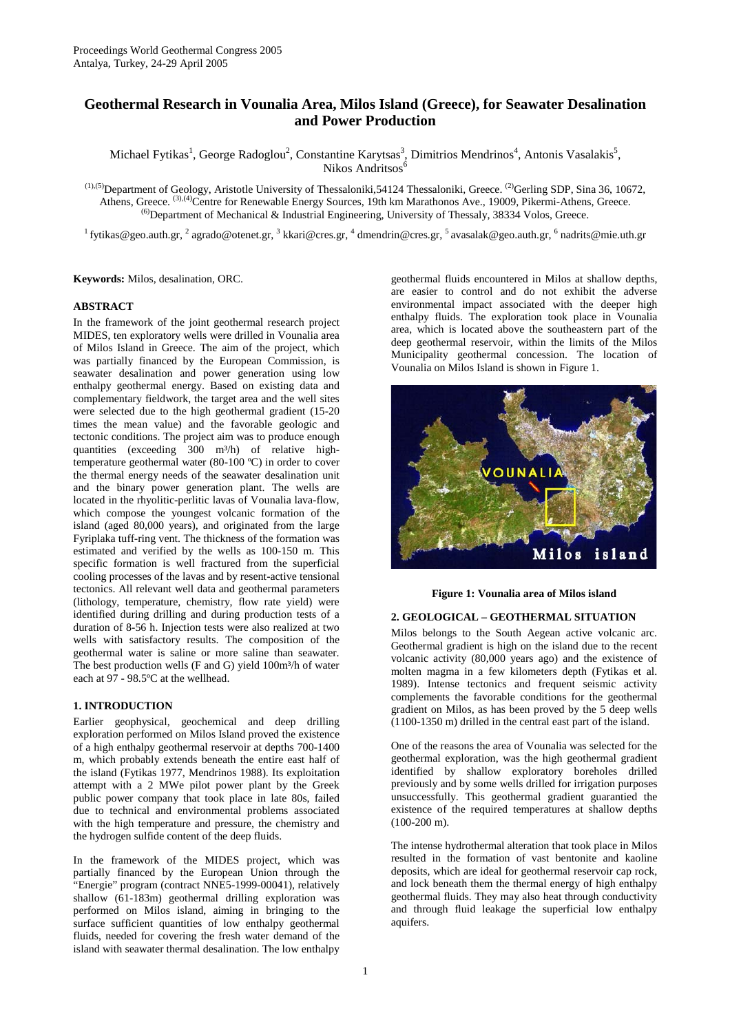# Geothermal Research in Vounalia Area, Milos Island (Greece), for Seawater Desalination and Power Production

Michael Fytikas[1], George Radoglou[2], Constantine Karytsas[3], Dimitrios Mendrinos[4], Antonis Vasalakis[5], Nikos Andritsos[6]

[(1),(5)]Department of Geology, Aristotle University of Thessaloniki,54124 Thessaloniki, Greece. [(2)]Gerling SDP, Sina 36, 10672, Athens, Greece. [(3),(4)]Centre for Renewable Energy Sources, 19th km Marathonos Ave., 19009, Pikermi-Athens, Greece. [(6)]Department of Mechanical & Industrial Engineering, University of Thessaly, 38334 Volos, Greece.

[1] fytikas@geo.auth.gr, [2] agrado@otenet.gr, [3] kkari@cres.gr, [4] dmendrin@cres.gr, [5] avasalak@geo.auth.gr, [6] nadrits@mie.uth.gr

**Keywords:** Milos, desalination, ORC.

## ABSTRACT

In the framework of the joint geothermal research project MIDES, ten exploratory wells were drilled in Vounalia area of Milos Island in Greece. The aim of the project, which was partially financed by the European Commission, is seawater desalination and power generation using low enthalpy geothermal energy. Based on existing data and complementary fieldwork, the target area and the well sites were selected due to the high geothermal gradient (15-20 times the mean value) and the favorable geologic and tectonic conditions. The project aim was to produce enough quantities (exceeding 300 m³/h) of relative high-temperature geothermal water (80-100 ºC) in order to cover the thermal energy needs of the seawater desalination unit and the binary power generation plant. The wells are located in the rhyolitic-perlitic lavas of Vounalia lava-flow, which compose the youngest volcanic formation of the island (aged 80,000 years), and originated from the large Fyriplaka tuff-ring vent. The thickness of the formation was estimated and verified by the wells as 100-150 m. This specific formation is well fractured from the superficial cooling processes of the lavas and by resent-active tensional tectonics. All relevant well data and geothermal parameters (lithology, temperature, chemistry, flow rate yield) were identified during drilling and during production tests of a duration of 8-56 h. Injection tests were also realized at two wells with satisfactory results. The composition of the geothermal water is saline or more saline than seawater. The best production wells (F and G) yield 100m³/h of water each at 97 - 98.5ºC at the wellhead.

## 1. INTRODUCTION

Earlier geophysical, geochemical and deep drilling exploration performed on Milos Island proved the existence of a high enthalpy geothermal reservoir at depths 700-1400 m, which probably extends beneath the entire east half of the island (Fytikas 1977, Mendrinos 1988). Its exploitation attempt with a 2 MWe pilot power plant by the Greek public power company that took place in late 80s, failed due to technical and environmental problems associated with the high temperature and pressure, the chemistry and the hydrogen sulfide content of the deep fluids.

In the framework of the MIDES project, which was partially financed by the European Union through the "Energie" program (contract NNE5-1999-00041), relatively shallow (61-183m) geothermal drilling exploration was performed on Milos island, aiming in bringing to the surface sufficient quantities of low enthalpy geothermal fluids, needed for covering the fresh water demand of the island with seawater thermal desalination. The low enthalpy geothermal fluids encountered in Milos at shallow depths, are easier to control and do not exhibit the adverse environmental impact associated with the deeper high enthalpy fluids. The exploration took place in Vounalia area, which is located above the southeastern part of the deep geothermal reservoir, within the limits of the Milos Municipality geothermal concession. The location of Vounalia on Milos Island is shown in Figure 1.

**Figure 1: Vounalia area of Milos island**

## 2. GEOLOGICAL – GEOTHERMAL SITUATION

Milos belongs to the South Aegean active volcanic arc. Geothermal gradient is high on the island due to the recent volcanic activity (80,000 years ago) and the existence of molten magma in a few kilometers depth (Fytikas et al. 1989). Intense tectonics and frequent seismic activity complements the favorable conditions for the geothermal gradient on Milos, as has been proved by the 5 deep wells (1100-1350 m) drilled in the central east part of the island.

One of the reasons the area of Vounalia was selected for the geothermal exploration, was the high geothermal gradient identified by shallow exploratory boreholes drilled previously and by some wells drilled for irrigation purposes unsuccessfully. This geothermal gradient guarantied the existence of the required temperatures at shallow depths (100-200 m).

The intense hydrothermal alteration that took place in Milos resulted in the formation of vast bentonite and kaoline deposits, which are ideal for geothermal reservoir cap rock, and lock beneath them the thermal energy of high enthalpy geothermal fluids. They may also heat through conductivity and through fluid leakage the superficial low enthalpy aquifers.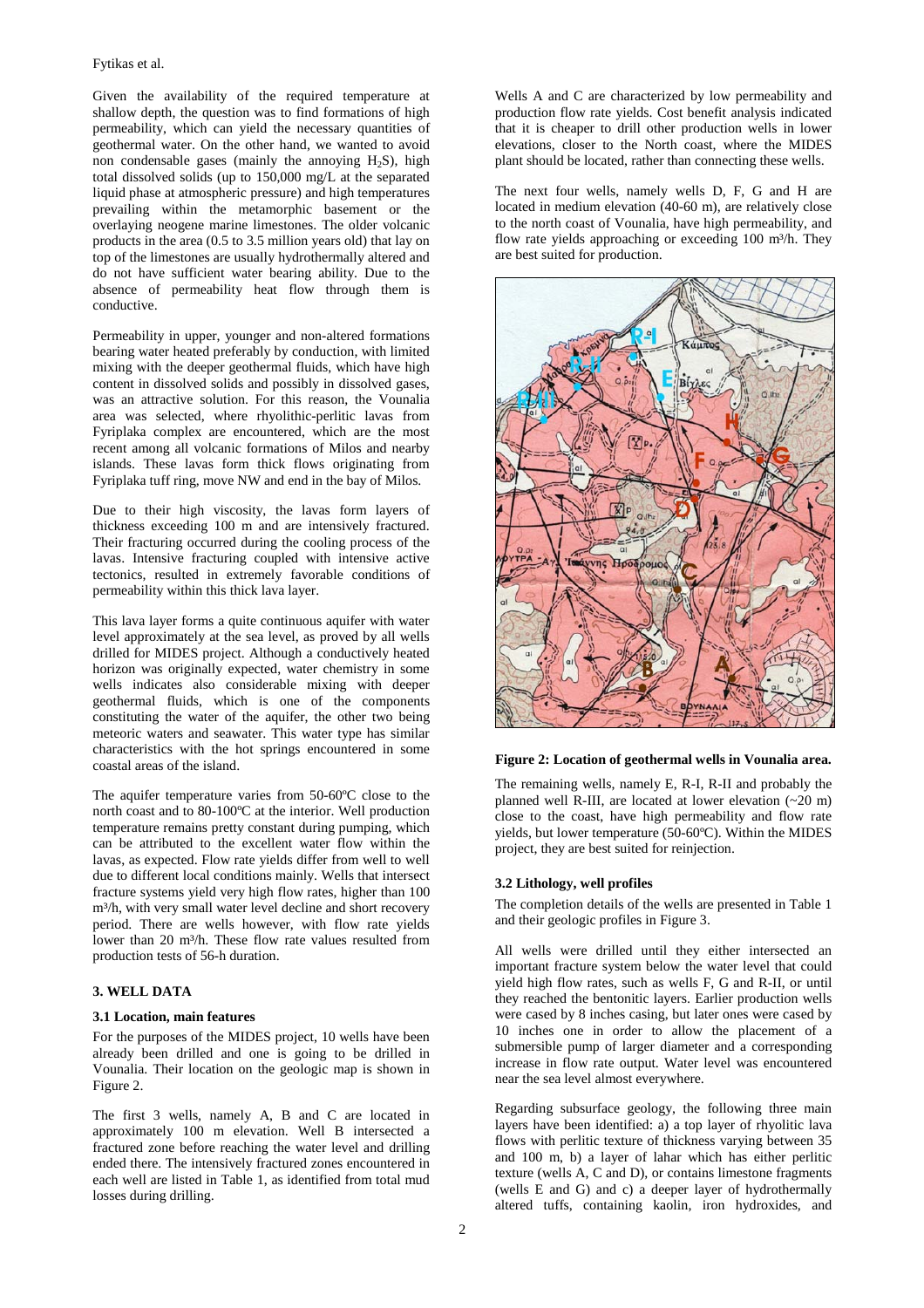Given the availability of the required temperature at shallow depth, the question was to find formations of high permeability, which can yield the necessary quantities of geothermal water. On the other hand, we wanted to avoid non condensable gases (mainly the annoying $H_2S$), high total dissolved solids (up to 150,000 mg/L at the separated liquid phase at atmospheric pressure) and high temperatures prevailing within the metamorphic basement or the overlaying neogene marine limestones. The older volcanic products in the area (0.5 to 3.5 million years old) that lay on top of the limestones are usually hydrothermally altered and do not have sufficient water bearing ability. Due to the absence of permeability heat flow through them is conductive.

Permeability in upper, younger and non-altered formations bearing water heated preferably by conduction, with limited mixing with the deeper geothermal fluids, which have high content in dissolved solids and possibly in dissolved gases, was an attractive solution. For this reason, the Vounalia area was selected, where rhyolithic-perlitic lavas from Fyriplaka complex are encountered, which are the most recent among all volcanic formations of Milos and nearby islands. These lavas form thick flows originating from Fyriplaka tuff ring, move NW and end in the bay of Milos.

Due to their high viscosity, the lavas form layers of thickness exceeding 100 m and are intensively fractured. Their fracturing occurred during the cooling process of the lavas. Intensive fracturing coupled with intensive active tectonics, resulted in extremely favorable conditions of permeability within this thick lava layer.

This lava layer forms a quite continuous aquifer with water level approximately at the sea level, as proved by all wells drilled for MIDES project. Although a conductively heated horizon was originally expected, water chemistry in some wells indicates also considerable mixing with deeper geothermal fluids, which is one of the components constituting the water of the aquifer, the other two being meteoric waters and seawater. This water type has similar characteristics with the hot springs encountered in some coastal areas of the island.

The aquifer temperature varies from 50-60ºC close to the north coast and to 80-100ºC at the interior. Well production temperature remains pretty constant during pumping, which can be attributed to the excellent water flow within the lavas, as expected. Flow rate yields differ from well to well due to different local conditions mainly. Wells that intersect fracture systems yield very high flow rates, higher than 100 m³/h, with very small water level decline and short recovery period. There are wells however, with flow rate yields lower than 20 m³/h. These flow rate values resulted from production tests of 56-h duration.

## 3. WELL DATA

### 3.1 Location, main features

For the purposes of the MIDES project, 10 wells have been already been drilled and one is going to be drilled in Vounalia. Their location on the geologic map is shown in Figure 2.

The first 3 wells, namely A, B and C are located in approximately 100 m elevation. Well B intersected a fractured zone before reaching the water level and drilling ended there. The intensively fractured zones encountered in each well are listed in Table 1, as identified from total mud losses during drilling.

Wells A and C are characterized by low permeability and production flow rate yields. Cost benefit analysis indicated that it is cheaper to drill other production wells in lower elevations, closer to the North coast, where the MIDES plant should be located, rather than connecting these wells.

The next four wells, namely wells D, F, G and H are located in medium elevation (40-60 m), are relatively close to the north coast of Vounalia, have high permeability, and flow rate yields approaching or exceeding 100 m³/h. They are best suited for production.

**Figure 2: Location of geothermal wells in Vounalia area.**

The remaining wells, namely E, R-I, R-II and probably the planned well R-III, are located at lower elevation (~20 m) close to the coast, have high permeability and flow rate yields, but lower temperature (50-60ºC). Within the MIDES project, they are best suited for reinjection.

### 3.2 Lithology, well profiles

The completion details of the wells are presented in Table 1 and their geologic profiles in Figure 3.

All wells were drilled until they either intersected an important fracture system below the water level that could yield high flow rates, such as wells F, G and R-II, or until they reached the bentonitic layers. Earlier production wells were cased by 8 inches casing, but later ones were cased by 10 inches one in order to allow the placement of a submersible pump of larger diameter and a corresponding increase in flow rate output. Water level was encountered near the sea level almost everywhere.

Regarding subsurface geology, the following three main layers have been identified: a) a top layer of rhyolitic lava flows with perlitic texture of thickness varying between 35 and 100 m, b) a layer of lahar which has either perlitic texture (wells A, C and D), or contains limestone fragments (wells E and G) and c) a deeper layer of hydrothermally altered tuffs, containing kaolin, iron hydroxides, and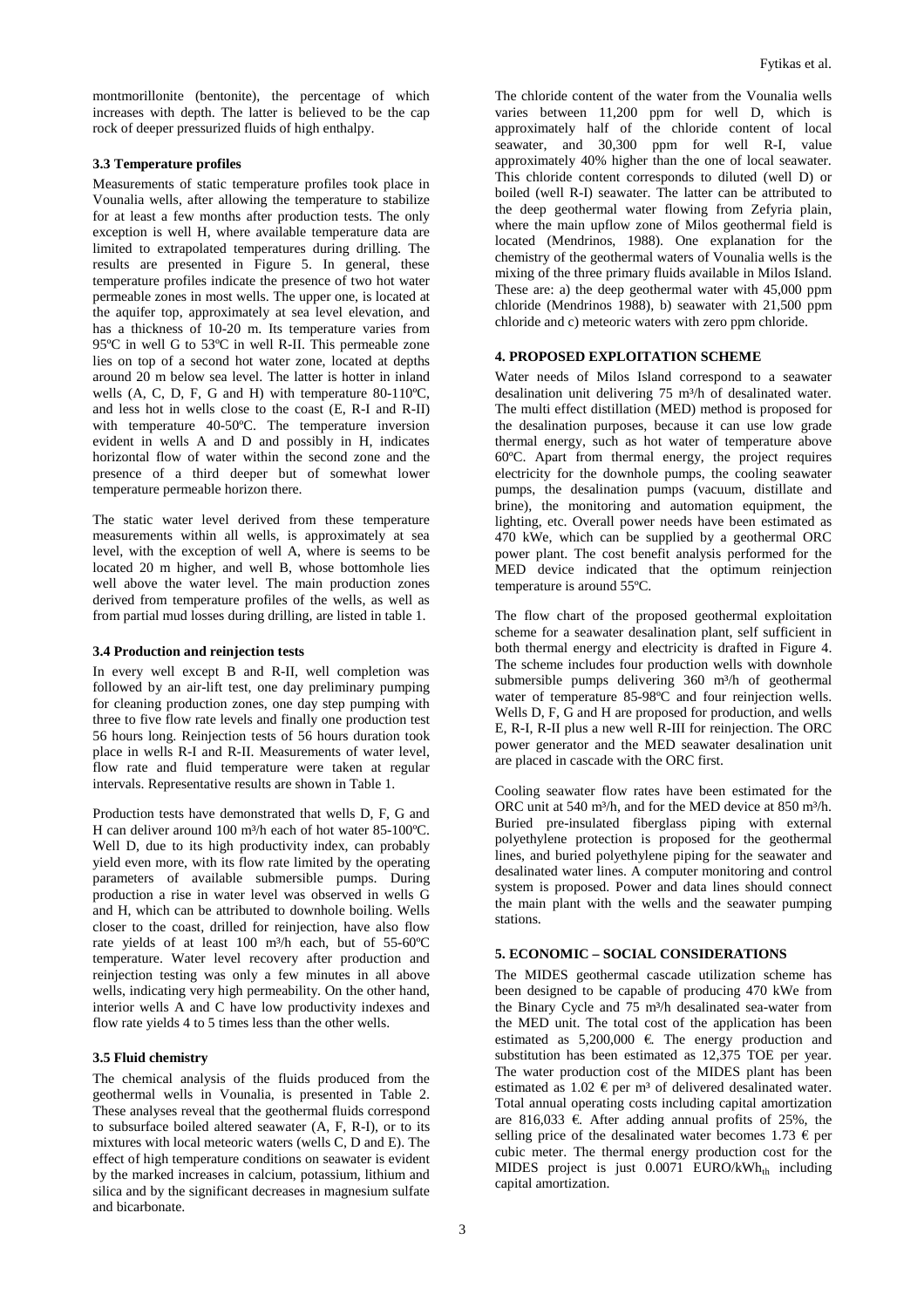montmorillonite (bentonite), the percentage of which increases with depth. The latter is believed to be the cap rock of deeper pressurized fluids of high enthalpy.

### 3.3 Temperature profiles

Measurements of static temperature profiles took place in Vounalia wells, after allowing the temperature to stabilize for at least a few months after production tests. The only exception is well H, where available temperature data are limited to extrapolated temperatures during drilling. The results are presented in Figure 5. In general, these temperature profiles indicate the presence of two hot water permeable zones in most wells. The upper one, is located at the aquifer top, approximately at sea level elevation, and has a thickness of 10-20 m. Its temperature varies from 95ºC in well G to 53ºC in well R-II. This permeable zone lies on top of a second hot water zone, located at depths around 20 m below sea level. The latter is hotter in inland wells (A, C, D, F, G and H) with temperature 80-110ºC, and less hot in wells close to the coast (E, R-I and R-II) with temperature 40-50ºC. The temperature inversion evident in wells A and D and possibly in H, indicates horizontal flow of water within the second zone and the presence of a third deeper but of somewhat lower temperature permeable horizon there.

The static water level derived from these temperature measurements within all wells, is approximately at sea level, with the exception of well A, where is seems to be located 20 m higher, and well B, whose bottomhole lies well above the water level. The main production zones derived from temperature profiles of the wells, as well as from partial mud losses during drilling, are listed in table 1.

### 3.4 Production and reinjection tests

In every well except B and R-II, well completion was followed by an air-lift test, one day preliminary pumping for cleaning production zones, one day step pumping with three to five flow rate levels and finally one production test 56 hours long. Reinjection tests of 56 hours duration took place in wells R-I and R-II. Measurements of water level, flow rate and fluid temperature were taken at regular intervals. Representative results are shown in Table 1.

Production tests have demonstrated that wells D, F, G and H can deliver around 100 m³/h each of hot water 85-100ºC. Well D, due to its high productivity index, can probably yield even more, with its flow rate limited by the operating parameters of available submersible pumps. During production a rise in water level was observed in wells G and H, which can be attributed to downhole boiling. Wells closer to the coast, drilled for reinjection, have also flow rate yields of at least 100 m³/h each, but of 55-60ºC temperature. Water level recovery after production and reinjection testing was only a few minutes in all above wells, indicating very high permeability. On the other hand, interior wells A and C have low productivity indexes and flow rate yields 4 to 5 times less than the other wells.

### 3.5 Fluid chemistry

The chemical analysis of the fluids produced from the geothermal wells in Vounalia, is presented in Table 2. These analyses reveal that the geothermal fluids correspond to subsurface boiled altered seawater (A, F, R-I), or to its mixtures with local meteoric waters (wells C, D and E). The effect of high temperature conditions on seawater is evident by the marked increases in calcium, potassium, lithium and silica and by the significant decreases in magnesium sulfate and bicarbonate.

The chloride content of the water from the Vounalia wells varies between 11,200 ppm for well D, which is approximately half of the chloride content of local seawater, and 30,300 ppm for well R-I, value approximately 40% higher than the one of local seawater. This chloride content corresponds to diluted (well D) or boiled (well R-I) seawater. The latter can be attributed to the deep geothermal water flowing from Zefyria plain, where the main upflow zone of Milos geothermal field is located (Mendrinos, 1988). One explanation for the chemistry of the geothermal waters of Vounalia wells is the mixing of the three primary fluids available in Milos Island. These are: a) the deep geothermal water with 45,000 ppm chloride (Mendrinos 1988), b) seawater with 21,500 ppm chloride and c) meteoric waters with zero ppm chloride.

## 4. PROPOSED EXPLOITATION SCHEME

Water needs of Milos Island correspond to a seawater desalination unit delivering 75 m³/h of desalinated water. The multi effect distillation (MED) method is proposed for the desalination purposes, because it can use low grade thermal energy, such as hot water of temperature above 60ºC. Apart from thermal energy, the project requires electricity for the downhole pumps, the cooling seawater pumps, the desalination pumps (vacuum, distillate and brine), the monitoring and automation equipment, the lighting, etc. Overall power needs have been estimated as 470 kWe, which can be supplied by a geothermal ORC power plant. The cost benefit analysis performed for the MED device indicated that the optimum reinjection temperature is around 55ºC.

The flow chart of the proposed geothermal exploitation scheme for a seawater desalination plant, self sufficient in both thermal energy and electricity is drafted in Figure 4. The scheme includes four production wells with downhole submersible pumps delivering 360 m³/h of geothermal water of temperature 85-98ºC and four reinjection wells. Wells D, F, G and H are proposed for production, and wells E, R-I, R-II plus a new well R-III for reinjection. The ORC power generator and the MED seawater desalination unit are placed in cascade with the ORC first.

Cooling seawater flow rates have been estimated for the ORC unit at 540 m³/h, and for the MED device at 850 m³/h. Buried pre-insulated fiberglass piping with external polyethylene protection is proposed for the geothermal lines, and buried polyethylene piping for the seawater and desalinated water lines. A computer monitoring and control system is proposed. Power and data lines should connect the main plant with the wells and the seawater pumping stations.

## 5. ECONOMIC – SOCIAL CONSIDERATIONS

The MIDES geothermal cascade utilization scheme has been designed to be capable of producing 470 kWe from the Binary Cycle and 75 m³/h desalinated sea-water from the MED unit. The total cost of the application has been estimated as 5,200,000 €. The energy production and substitution has been estimated as 12,375 TOE per year. The water production cost of the MIDES plant has been estimated as 1.02 € per m³ of delivered desalinated water. Total annual operating costs including capital amortization are 816,033 €. After adding annual profits of 25%, the selling price of the desalinated water becomes 1.73 € per cubic meter. The thermal energy production cost for the MIDES project is just 0.0071 EURO/$kWh_{th}$ including capital amortization.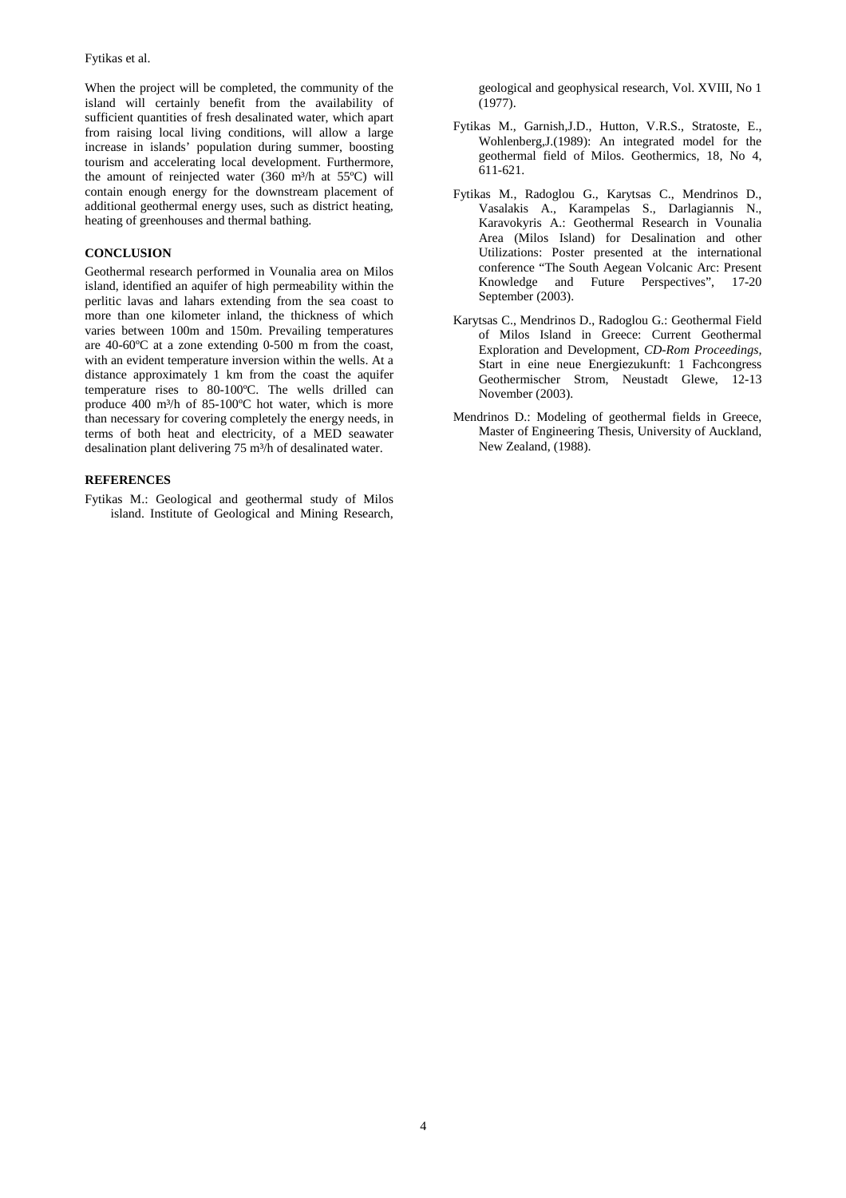When the project will be completed, the community of the island will certainly benefit from the availability of sufficient quantities of fresh desalinated water, which apart from raising local living conditions, will allow a large increase in islands' population during summer, boosting tourism and accelerating local development. Furthermore, the amount of reinjected water (360 m³/h at 55ºC) will contain enough energy for the downstream placement of additional geothermal energy uses, such as district heating, heating of greenhouses and thermal bathing.

## CONCLUSION

Geothermal research performed in Vounalia area on Milos island, identified an aquifer of high permeability within the perlitic lavas and lahars extending from the sea coast to more than one kilometer inland, the thickness of which varies between 100m and 150m. Prevailing temperatures are 40-60ºC at a zone extending 0-500 m from the coast, with an evident temperature inversion within the wells. At a distance approximately 1 km from the coast the aquifer temperature rises to 80-100ºC. The wells drilled can produce 400 m³/h of 85-100ºC hot water, which is more than necessary for covering completely the energy needs, in terms of both heat and electricity, of a MED seawater desalination plant delivering 75 m³/h of desalinated water.

## REFERENCES

Fytikas M.: Geological and geothermal study of Milos island. Institute of Geological and Mining Research, geological and geophysical research, Vol. XVIII, No 1 (1977).

Fytikas M., Garnish,J.D., Hutton, V.R.S., Stratoste, E., Wohlenberg,J.(1989): An integrated model for the geothermal field of Milos. Geothermics, 18, No 4, 611-621.

Fytikas M., Radoglou G., Karytsas C., Mendrinos D., Vasalakis A., Karampelas S., Darlagiannis N., Karavokyris A.: Geothermal Research in Vounalia Area (Milos Island) for Desalination and other Utilizations: Poster presented at the international conference "The South Aegean Volcanic Arc: Present Knowledge and Future Perspectives", 17-20 September (2003).

Karytsas C., Mendrinos D., Radoglou G.: Geothermal Field of Milos Island in Greece: Current Geothermal Exploration and Development, *CD-Rom Proceedings*, Start in eine neue Energiezukunft: 1 Fachcongress Geothermischer Strom, Neustadt Glewe, 12-13 November (2003).

Mendrinos D.: Modeling of geothermal fields in Greece, Master of Engineering Thesis, University of Auckland, New Zealand, (1988).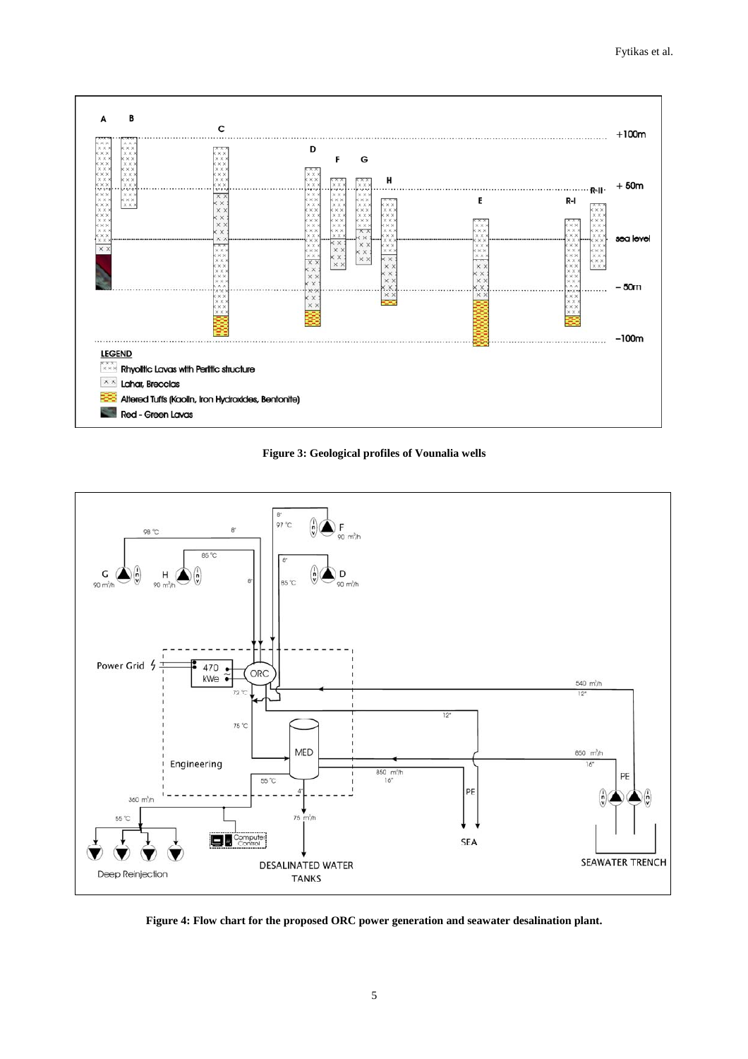**Figure 3: Geological profiles of Vounalia wells**

**Figure 4: Flow chart for the proposed ORC power generation and seawater desalination plant.**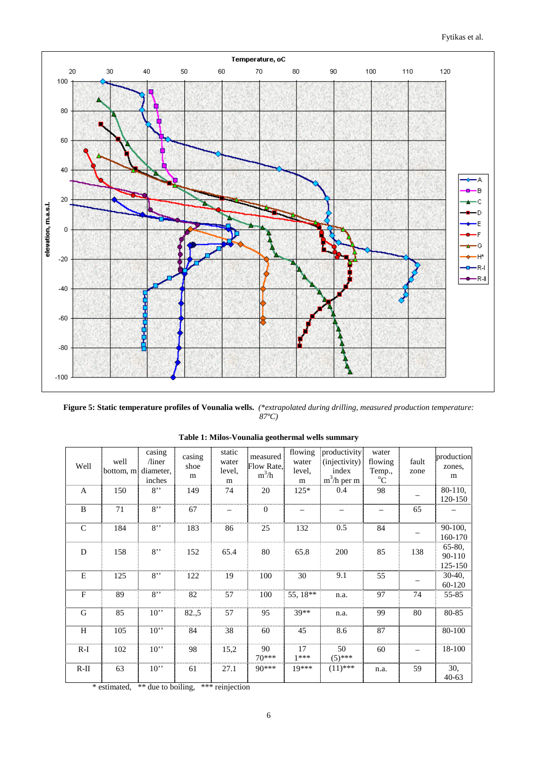**Figure 5: Static temperature profiles of Vounalia wells.** *(\*extrapolated during drilling, measured production temperature: 87ºC)*

**Table 1: Milos-Vounalia geothermal wells summary**

| Well | well bottom, m | casing /liner diameter, inches | casing shoe m | static water level, m | measured Flow Rate, $m^3/h$ | flowing water level, m | productivity (injectivity) index $m^3/h$ per m | water flowing Temp., $^oC$ | fault zone | production zones, m |
|---|---|---|---|---|---|---|---|---|---|---|
| A | 150 | 8'' | 149 | 74 | 20 | 125* | 0.4 | 98 | – | 80-110, 120-150 |
| B | 71 | 8'' | 67 | – | 0 | – | – | – | 65 | – |
| C | 184 | 8'' | 183 | 86 | 25 | 132 | 0.5 | 84 | – | 90-100, 160-170 |
| D | 158 | 8'' | 152 | 65.4 | 80 | 65.8 | 200 | 85 | 138 | 65-80, 90-110 125-150 |
| E | 125 | 8'' | 122 | 19 | 100 | 30 | 9.1 | 55 | – | 30-40, 60-120 |
| F | 89 | 8'' | 82 | 57 | 100 | 55, 18** | n.a. | 97 | 74 | 55-85 |
| G | 85 | 10'' | 82.,5 | 57 | 95 | 39** | n.a. | 99 | 80 | 80-85 |
| H | 105 | 10'' | 84 | 38 | 60 | 45 | 8.6 | 87 | | 80-100 |
| R-I | 102 | 10'' | 98 | 15,2 | 90 70*** | 17 1*** | 50 (5)*** | 60 | – | 18-100 |
| R-II | 63 | 10'' | 61 | 27.1 | 90*** | 19*** | (11)*** | n.a. | 59 | 30, 40-63 |

\* estimated, \*\* due to boiling, \*\*\* reinjection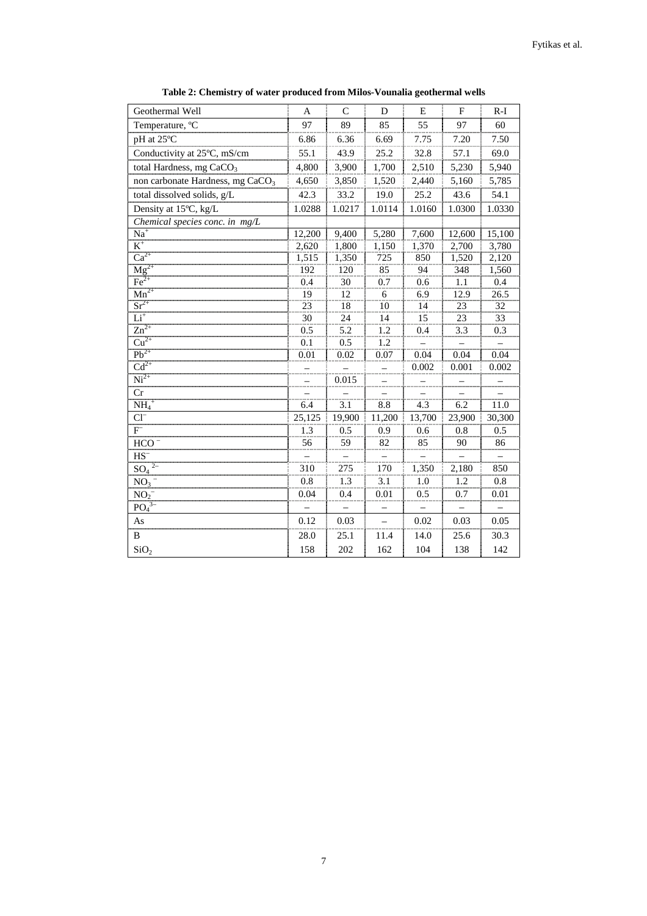**Table 2: Chemistry of water produced from Milos-Vounalia geothermal wells**

| Geothermal Well | A | C | D | E | F | R-I |
|---|---|---|---|---|---|---|
| Temperature, ºC | 97 | 89 | 85 | 55 | 97 | 60 |
| pH at 25ºC | 6.86 | 6.36 | 6.69 | 7.75 | 7.20 | 7.50 |
| Conductivity at 25ºC, mS/cm | 55.1 | 43.9 | 25.2 | 32.8 | 57.1 | 69.0 |
| total Hardness, mg $CaCO_3$ | 4,800 | 3,900 | 1,700 | 2,510 | 5,230 | 5,940 |
| non carbonate Hardness, mg $CaCO_3$ | 4,650 | 3,850 | 1,520 | 2,440 | 5,160 | 5,785 |
| total dissolved solids, g/L | 42.3 | 33.2 | 19.0 | 25.2 | 43.6 | 54.1 |
| Density at 15ºC, kg/L | 1.0288 | 1.0217 | 1.0114 | 1.0160 | 1.0300 | 1.0330 |
| *Chemical species conc. in mg/L* | | | | | | |
| $Na^{+}$ | 12,200 | 9,400 | 5,280 | 7,600 | 12,600 | 15,100 |
| $K^{+}$ | 2,620 | 1,800 | 1,150 | 1,370 | 2,700 | 3,780 |
| $Ca^{2+}$ | 1,515 | 1,350 | 725 | 850 | 1,520 | 2,120 |
| $Mg^{2+}$ | 192 | 120 | 85 | 94 | 348 | 1,560 |
| $Fe^{2+}$ | 0.4 | 30 | 0.7 | 0.6 | 1.1 | 0.4 |
| $Mn^{2+}$ | 19 | 12 | 6 | 6.9 | 12.9 | 26.5 |
| $Sr^{2+}$ | 23 | 18 | 10 | 14 | 23 | 32 |
| $Li^{+}$ | 30 | 24 | 14 | 15 | 23 | 33 |
| $Zn^{2+}$ | 0.5 | 5.2 | 1.2 | 0.4 | 3.3 | 0.3 |
| $Cu^{2+}$ | 0.1 | 0.5 | 1.2 | – | – | – |
| $Pb^{2+}$ | 0.01 | 0.02 | 0.07 | 0.04 | 0.04 | 0.04 |
| $Cd^{2+}$ | – | – | – | 0.002 | 0.001 | 0.002 |
| $Ni^{2+}$ | – | 0.015 | – | – | – | – |
| Cr | – | – | – | – | – | – |
| $NH_4^{+}$ | 6.4 | 3.1 | 8.8 | 4.3 | 6.2 | 11.0 |
| $Cl^{-}$ | 25,125 | 19,900 | 11,200 | 13,700 | 23,900 | 30,300 |
| $F^{-}$ | 1.3 | 0.5 | 0.9 | 0.6 | 0.8 | 0.5 |
| $HCO^{-}$ | 56 | 59 | 82 | 85 | 90 | 86 |
| $HS^{-}$ | – | – | – | – | – | – |
| $SO_4^{2-}$ | 310 | 275 | 170 | 1,350 | 2,180 | 850 |
| $NO_3^{-}$ | 0.8 | 1.3 | 3.1 | 1.0 | 1.2 | 0.8 |
| $NO_2^{-}$ | 0.04 | 0.4 | 0.01 | 0.5 | 0.7 | 0.01 |
| $PO_4^{3-}$ | – | – | – | – | – | – |
| As | 0.12 | 0.03 | – | 0.02 | 0.03 | 0.05 |
| B | 28.0 | 25.1 | 11.4 | 14.0 | 25.6 | 30.3 |
| $SiO_2$ | 158 | 202 | 162 | 104 | 138 | 142 |